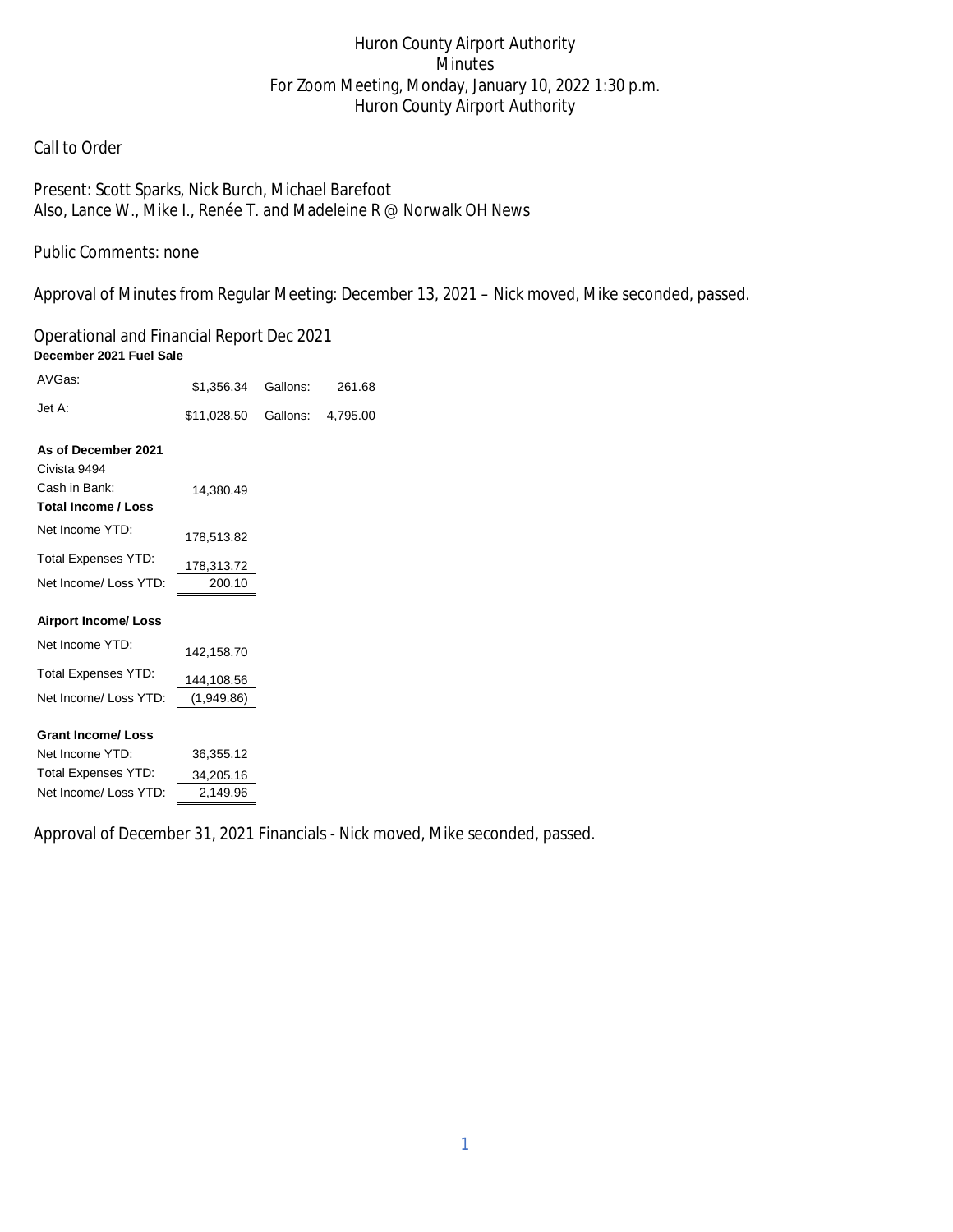# Huron County Airport Authority
## Minutes
## For Zoom Meeting, Monday, January 10, 2022 1:30 p.m.
## Huron County Airport Authority

Call to Order

Present: Scott Sparks, Nick Burch, Michael Barefoot
Also, Lance W., Mike I., Renée T. and Madeleine R @ Norwalk OH News

Public Comments: none

Approval of Minutes from Regular Meeting: December 13, 2021 – Nick moved, Mike seconded, passed.

Operational and Financial Report Dec 2021

**December 2021 Fuel Sale**

| | | | |
|---|---|---|---|
| AVGas: | $1,356.34 | Gallons: | 261.68 |
| Jet A: | $11,028.50 | Gallons: | 4,795.00 |

**As of December 2021**

| | |
|---|---|
| Civista 9494 | |
| Cash in Bank: | 14,380.49 |

**Total Income / Loss**

| | |
|---|---|
| Net Income YTD: | 178,513.82 |
| Total Expenses YTD: | 178,313.72 |
| Net Income/ Loss YTD: | 200.10 |

**Airport Income/ Loss**

| | |
|---|---|
| Net Income YTD: | 142,158.70 |
| Total Expenses YTD: | 144,108.56 |
| Net Income/ Loss YTD: | (1,949.86) |

**Grant Income/ Loss**

| | |
|---|---|
| Net Income YTD: | 36,355.12 |
| Total Expenses YTD: | 34,205.16 |
| Net Income/ Loss YTD: | 2,149.96 |

Approval of December 31, 2021 Financials - Nick moved, Mike seconded, passed.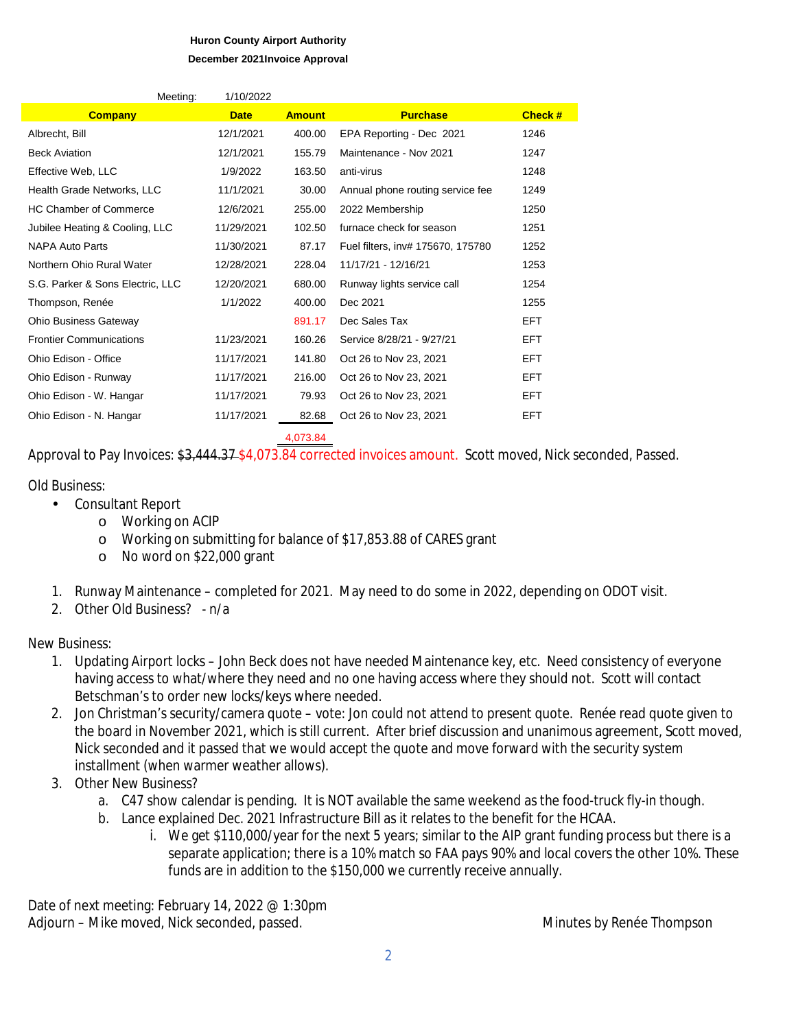**Huron County Airport Authority**

**December 2021Invoice Approval**

Meeting: 1/10/2022

| Company | Date | Amount | Purchase | Check # |
|---|---|---|---|---|
| Albrecht, Bill | 12/1/2021 | 400.00 | EPA Reporting - Dec 2021 | 1246 |
| Beck Aviation | 12/1/2021 | 155.79 | Maintenance - Nov 2021 | 1247 |
| Effective Web, LLC | 1/9/2022 | 163.50 | anti-virus | 1248 |
| Health Grade Networks, LLC | 11/1/2021 | 30.00 | Annual phone routing service fee | 1249 |
| HC Chamber of Commerce | 12/6/2021 | 255.00 | 2022 Membership | 1250 |
| Jubilee Heating & Cooling, LLC | 11/29/2021 | 102.50 | furnace check for season | 1251 |
| NAPA Auto Parts | 11/30/2021 | 87.17 | Fuel filters, inv# 175670, 175780 | 1252 |
| Northern Ohio Rural Water | 12/28/2021 | 228.04 | 11/17/21 - 12/16/21 | 1253 |
| S.G. Parker & Sons Electric, LLC | 12/20/2021 | 680.00 | Runway lights service call | 1254 |
| Thompson, Renée | 1/1/2022 | 400.00 | Dec 2021 | 1255 |
| Ohio Business Gateway | | 891.17 | Dec Sales Tax | EFT |
| Frontier Communications | 11/23/2021 | 160.26 | Service 8/28/21 - 9/27/21 | EFT |
| Ohio Edison - Office | 11/17/2021 | 141.80 | Oct 26 to Nov 23, 2021 | EFT |
| Ohio Edison - Runway | 11/17/2021 | 216.00 | Oct 26 to Nov 23, 2021 | EFT |
| Ohio Edison - W. Hangar | 11/17/2021 | 79.93 | Oct 26 to Nov 23, 2021 | EFT |
| Ohio Edison - N. Hangar | 11/17/2021 | 82.68 | Oct 26 to Nov 23, 2021 | EFT |
| | | 4,073.84 | | |

Approval to Pay Invoices: ~~$3,444.37~~ $4,073.84 corrected invoices amount. Scott moved, Nick seconded, Passed.

Old Business:

- Consultant Report
  - Working on ACIP
  - Working on submitting for balance of $17,853.88 of CARES grant
  - No word on $22,000 grant

1. Runway Maintenance – completed for 2021. May need to do some in 2022, depending on ODOT visit.
2. Other Old Business? - n/a

New Business:

1. Updating Airport locks – John Beck does not have needed Maintenance key, etc. Need consistency of everyone having access to what/where they need and no one having access where they should not. Scott will contact Betschman's to order new locks/keys where needed.
2. Jon Christman's security/camera quote – vote: Jon could not attend to present quote. Renée read quote given to the board in November 2021, which is still current. After brief discussion and unanimous agreement, Scott moved, Nick seconded and it passed that we would accept the quote and move forward with the security system installment (when warmer weather allows).
3. Other New Business?
   a. C47 show calendar is pending. It is NOT available the same weekend as the food-truck fly-in though.
   b. Lance explained Dec. 2021 Infrastructure Bill as it relates to the benefit for the HCAA.
      i. We get $110,000/year for the next 5 years; similar to the AIP grant funding process but there is a separate application; there is a 10% match so FAA pays 90% and local covers the other 10%. These funds are in addition to the $150,000 we currently receive annually.

Date of next meeting: February 14, 2022 @ 1:30pm

Adjourn – Mike moved, Nick seconded, passed.

Minutes by Renée Thompson